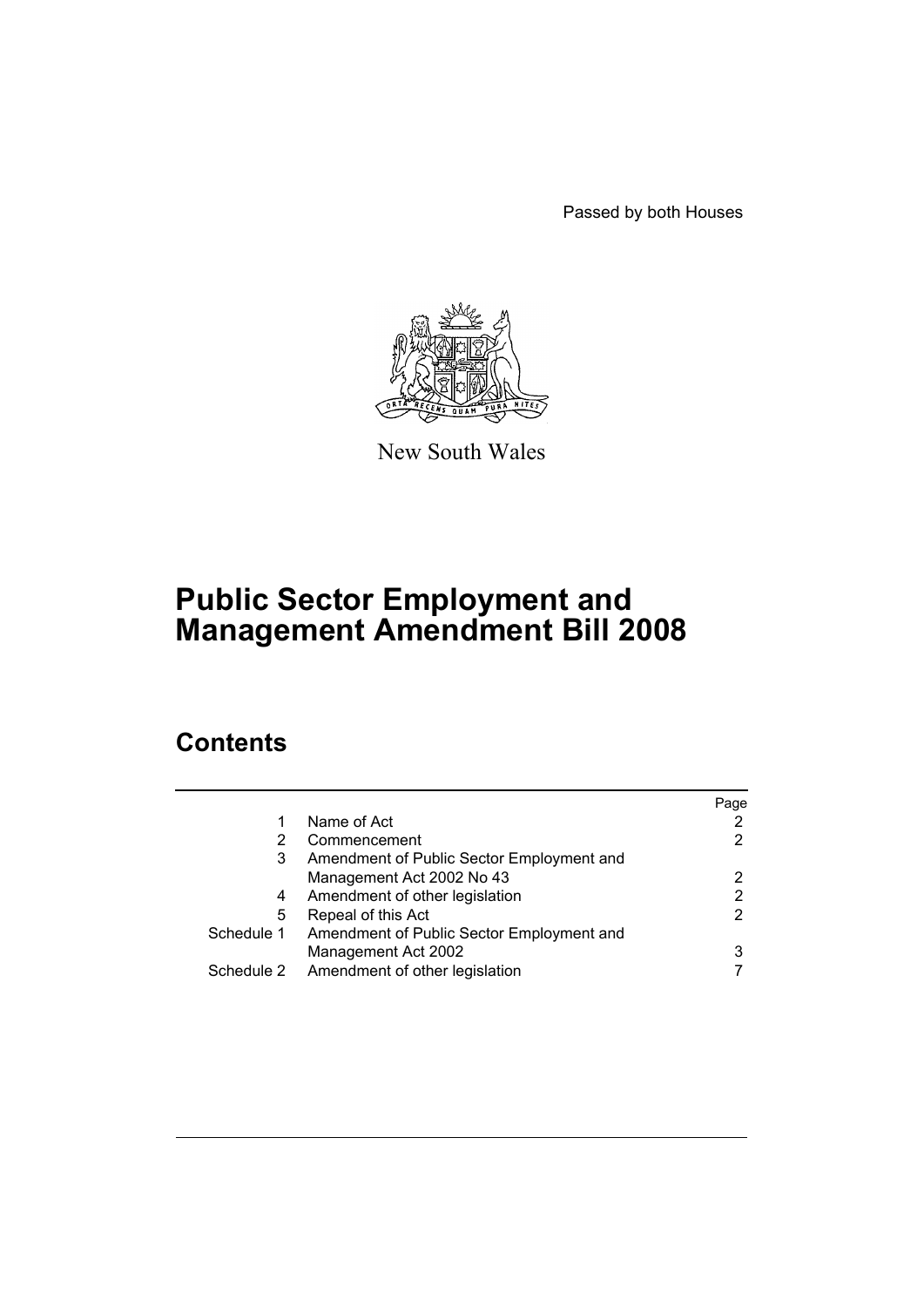Passed by both Houses

New South Wales

# Public Sector Employment and Management Amendment Bill 2008

## Contents

| | | Page |
|---|---|---|
| 1 | Name of Act | 2 |
| 2 | Commencement | 2 |
| 3 | Amendment of Public Sector Employment and Management Act 2002 No 43 | 2 |
| 4 | Amendment of other legislation | 2 |
| 5 | Repeal of this Act | 2 |
| Schedule 1 | Amendment of Public Sector Employment and Management Act 2002 | 3 |
| Schedule 2 | Amendment of other legislation | 7 |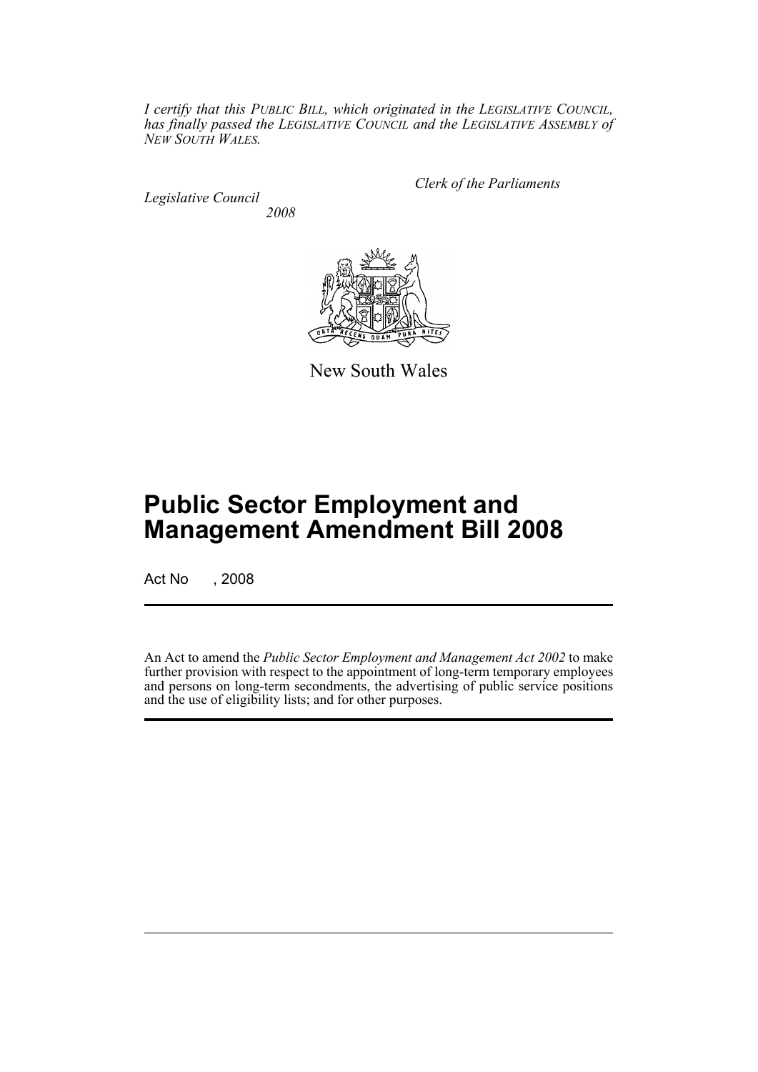*I certify that this PUBLIC BILL, which originated in the LEGISLATIVE COUNCIL, has finally passed the LEGISLATIVE COUNCIL and the LEGISLATIVE ASSEMBLY of NEW SOUTH WALES.*

*Clerk of the Parliaments*

*Legislative Council*
*2008*

New South Wales

# Public Sector Employment and Management Amendment Bill 2008

Act No , 2008

An Act to amend the *Public Sector Employment and Management Act 2002* to make further provision with respect to the appointment of long-term temporary employees and persons on long-term secondments, the advertising of public service positions and the use of eligibility lists; and for other purposes.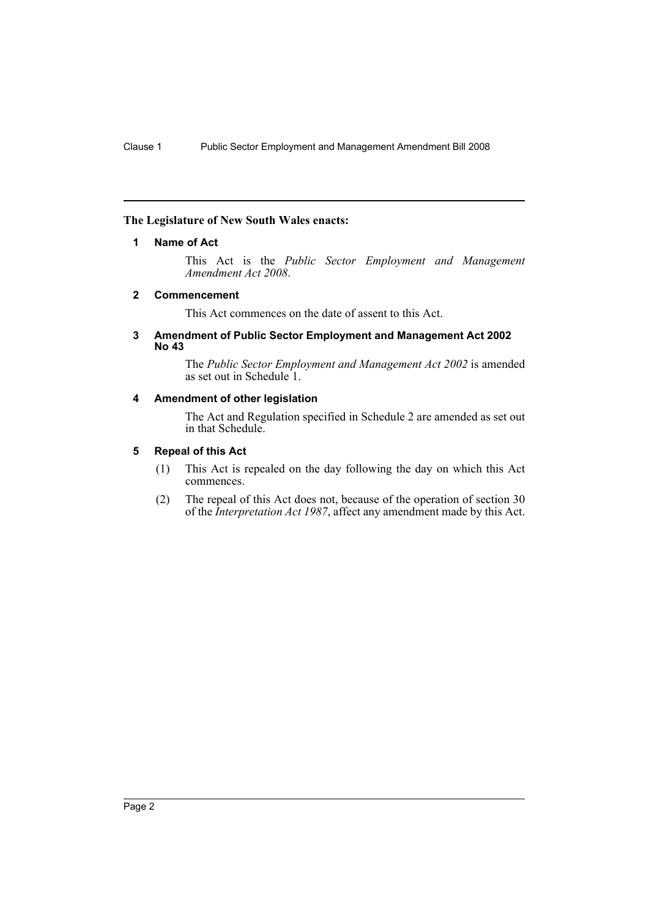**The Legislature of New South Wales enacts:**

## 1 Name of Act

This Act is the *Public Sector Employment and Management Amendment Act 2008*.

## 2 Commencement

This Act commences on the date of assent to this Act.

## 3 Amendment of Public Sector Employment and Management Act 2002 No 43

The *Public Sector Employment and Management Act 2002* is amended as set out in Schedule 1.

## 4 Amendment of other legislation

The Act and Regulation specified in Schedule 2 are amended as set out in that Schedule.

## 5 Repeal of this Act

(1) This Act is repealed on the day following the day on which this Act commences.

(2) The repeal of this Act does not, because of the operation of section 30 of the *Interpretation Act 1987*, affect any amendment made by this Act.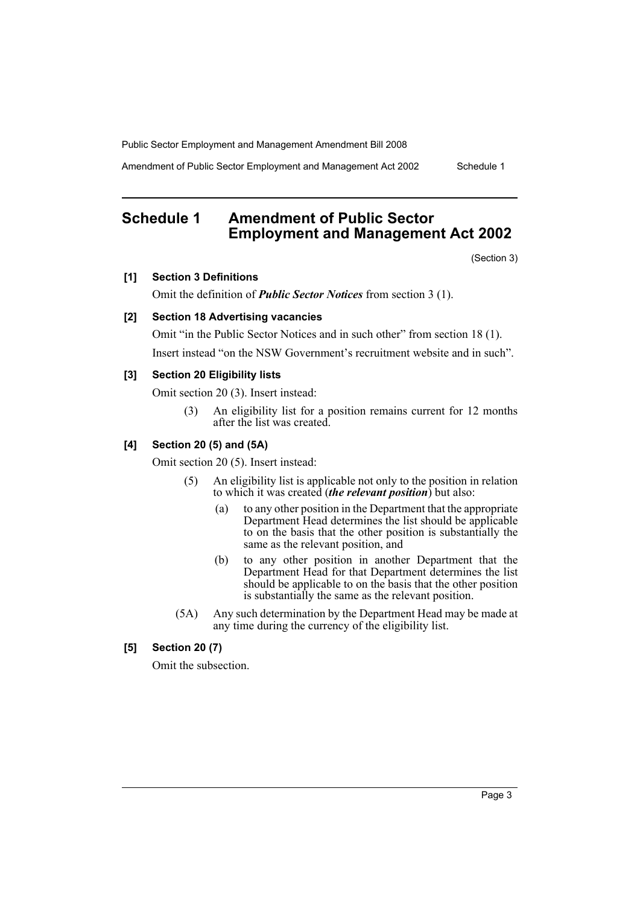# Schedule 1 Amendment of Public Sector Employment and Management Act 2002

(Section 3)

**[1] Section 3 Definitions**

Omit the definition of ***Public Sector Notices*** from section 3 (1).

**[2] Section 18 Advertising vacancies**

Omit "in the Public Sector Notices and in such other" from section 18 (1).

Insert instead "on the NSW Government's recruitment website and in such".

**[3] Section 20 Eligibility lists**

Omit section 20 (3). Insert instead:

> (3) An eligibility list for a position remains current for 12 months after the list was created.

**[4] Section 20 (5) and (5A)**

Omit section 20 (5). Insert instead:

> (5) An eligibility list is applicable not only to the position in relation to which it was created (***the relevant position***) but also:
>
> (a) to any other position in the Department that the appropriate Department Head determines the list should be applicable to on the basis that the other position is substantially the same as the relevant position, and
>
> (b) to any other position in another Department that the Department Head for that Department determines the list should be applicable to on the basis that the other position is substantially the same as the relevant position.
>
> (5A) Any such determination by the Department Head may be made at any time during the currency of the eligibility list.

**[5] Section 20 (7)**

Omit the subsection.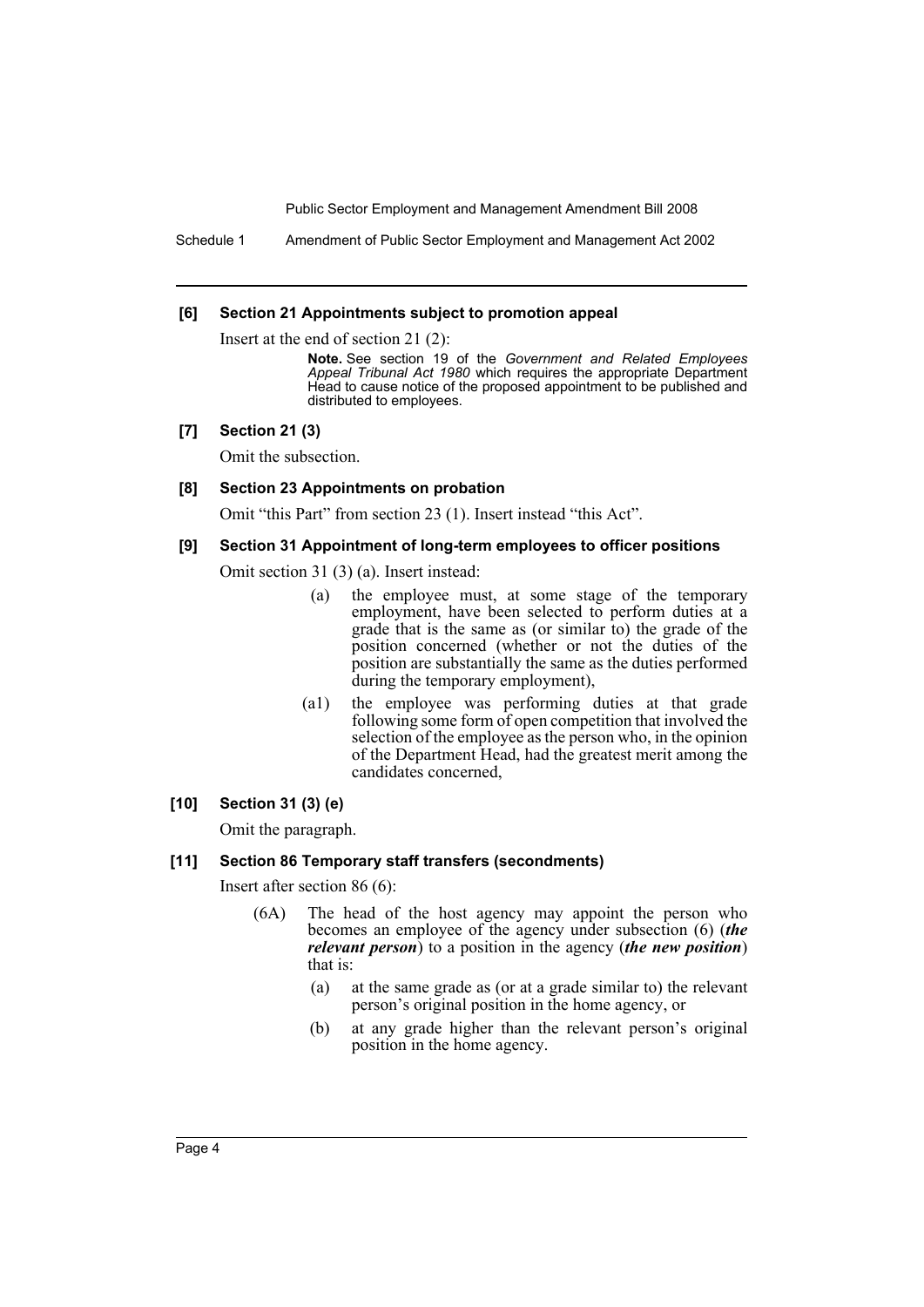**[6] Section 21 Appointments subject to promotion appeal**

Insert at the end of section 21 (2):

> **Note.** See section 19 of the *Government and Related Employees Appeal Tribunal Act 1980* which requires the appropriate Department Head to cause notice of the proposed appointment to be published and distributed to employees.

**[7] Section 21 (3)**

Omit the subsection.

**[8] Section 23 Appointments on probation**

Omit "this Part" from section 23 (1). Insert instead "this Act".

**[9] Section 31 Appointment of long-term employees to officer positions**

Omit section 31 (3) (a). Insert instead:

> (a) the employee must, at some stage of the temporary employment, have been selected to perform duties at a grade that is the same as (or similar to) the grade of the position concerned (whether or not the duties of the position are substantially the same as the duties performed during the temporary employment),
>
> (a1) the employee was performing duties at that grade following some form of open competition that involved the selection of the employee as the person who, in the opinion of the Department Head, had the greatest merit among the candidates concerned,

**[10] Section 31 (3) (e)**

Omit the paragraph.

**[11] Section 86 Temporary staff transfers (secondments)**

Insert after section 86 (6):

> (6A) The head of the host agency may appoint the person who becomes an employee of the agency under subsection (6) (***the relevant person***) to a position in the agency (***the new position***) that is:
>
> (a) at the same grade as (or at a grade similar to) the relevant person's original position in the home agency, or
>
> (b) at any grade higher than the relevant person's original position in the home agency.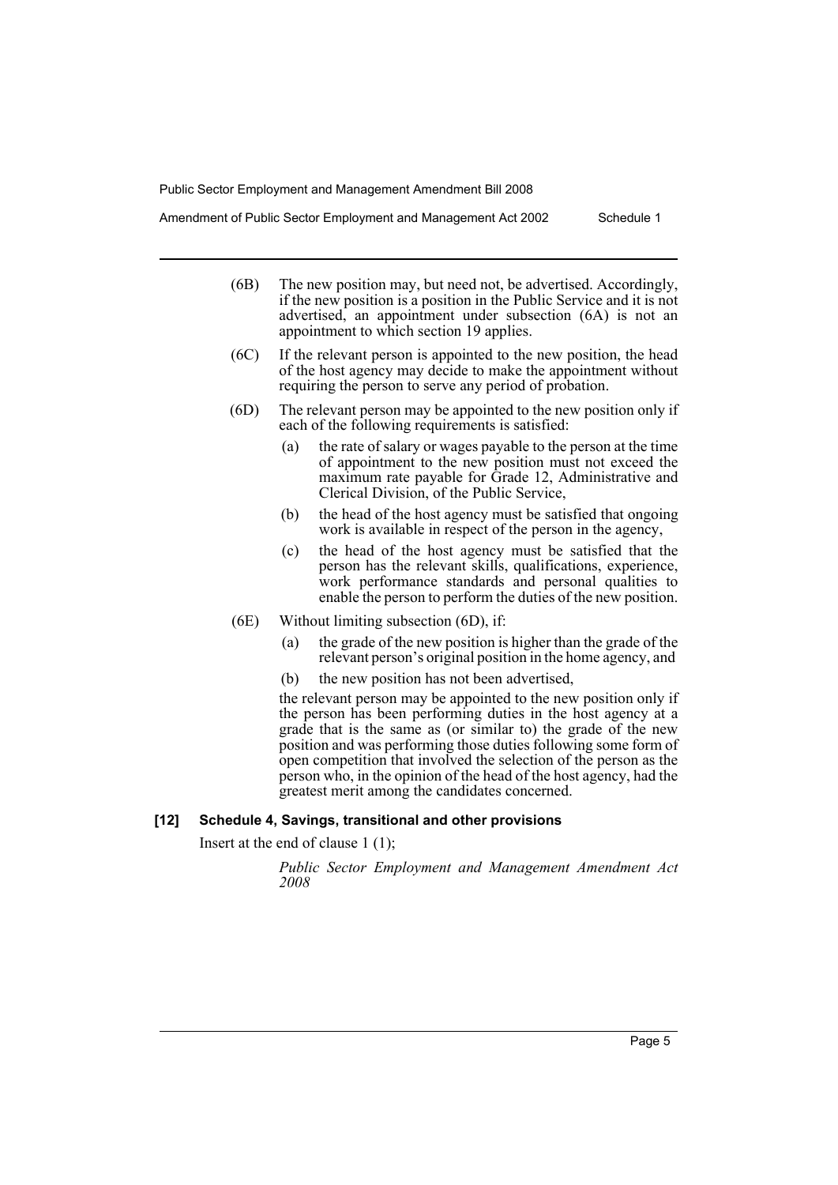(6B) The new position may, but need not, be advertised. Accordingly, if the new position is a position in the Public Service and it is not advertised, an appointment under subsection (6A) is not an appointment to which section 19 applies.

(6C) If the relevant person is appointed to the new position, the head of the host agency may decide to make the appointment without requiring the person to serve any period of probation.

(6D) The relevant person may be appointed to the new position only if each of the following requirements is satisfied:

(a) the rate of salary or wages payable to the person at the time of appointment to the new position must not exceed the maximum rate payable for Grade 12, Administrative and Clerical Division, of the Public Service,

(b) the head of the host agency must be satisfied that ongoing work is available in respect of the person in the agency,

(c) the head of the host agency must be satisfied that the person has the relevant skills, qualifications, experience, work performance standards and personal qualities to enable the person to perform the duties of the new position.

(6E) Without limiting subsection (6D), if:

(a) the grade of the new position is higher than the grade of the relevant person's original position in the home agency, and

(b) the new position has not been advertised,

the relevant person may be appointed to the new position only if the person has been performing duties in the host agency at a grade that is the same as (or similar to) the grade of the new position and was performing those duties following some form of open competition that involved the selection of the person as the person who, in the opinion of the head of the host agency, had the greatest merit among the candidates concerned.

**[12] Schedule 4, Savings, transitional and other provisions**

Insert at the end of clause 1 (1);

*Public Sector Employment and Management Amendment Act 2008*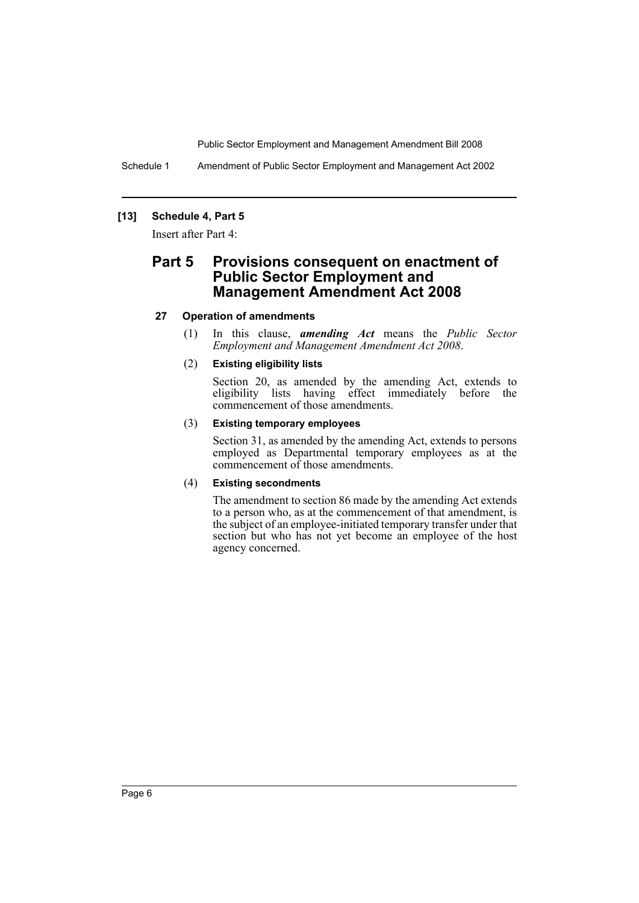**[13] Schedule 4, Part 5**

Insert after Part 4:

## Part 5 Provisions consequent on enactment of Public Sector Employment and Management Amendment Act 2008

### 27 Operation of amendments

(1) In this clause, ***amending Act*** means the *Public Sector Employment and Management Amendment Act 2008*.

(2) **Existing eligibility lists**

Section 20, as amended by the amending Act, extends to eligibility lists having effect immediately before the commencement of those amendments.

(3) **Existing temporary employees**

Section 31, as amended by the amending Act, extends to persons employed as Departmental temporary employees as at the commencement of those amendments.

(4) **Existing secondments**

The amendment to section 86 made by the amending Act extends to a person who, as at the commencement of that amendment, is the subject of an employee-initiated temporary transfer under that section but who has not yet become an employee of the host agency concerned.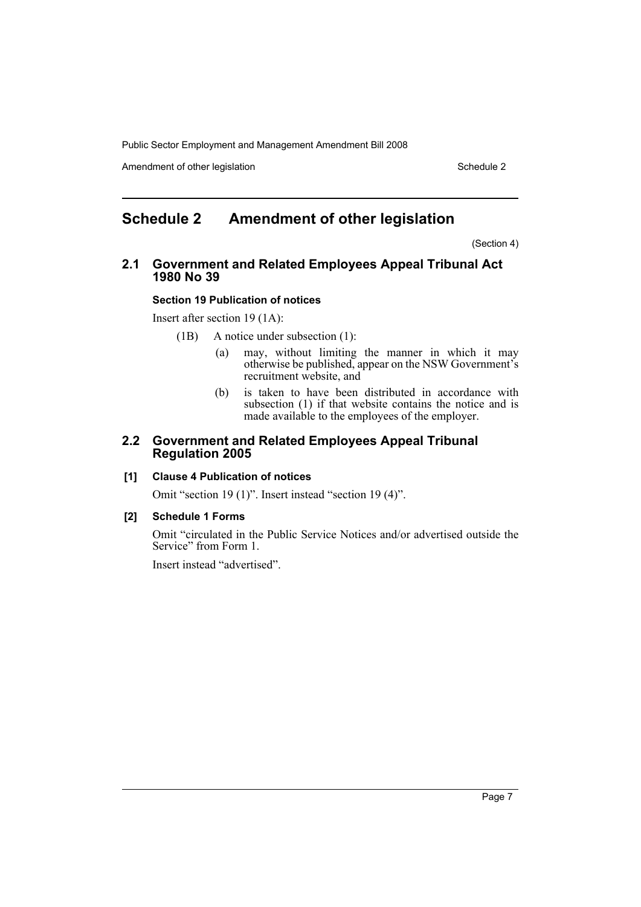# Schedule 2 Amendment of other legislation

(Section 4)

## 2.1 Government and Related Employees Appeal Tribunal Act 1980 No 39

### Section 19 Publication of notices

Insert after section 19 (1A):

(1B) A notice under subsection (1):

(a) may, without limiting the manner in which it may otherwise be published, appear on the NSW Government's recruitment website, and

(b) is taken to have been distributed in accordance with subsection (1) if that website contains the notice and is made available to the employees of the employer.

## 2.2 Government and Related Employees Appeal Tribunal Regulation 2005

### [1] Clause 4 Publication of notices

Omit "section 19 (1)". Insert instead "section 19 (4)".

### [2] Schedule 1 Forms

Omit "circulated in the Public Service Notices and/or advertised outside the Service" from Form 1.

Insert instead "advertised".